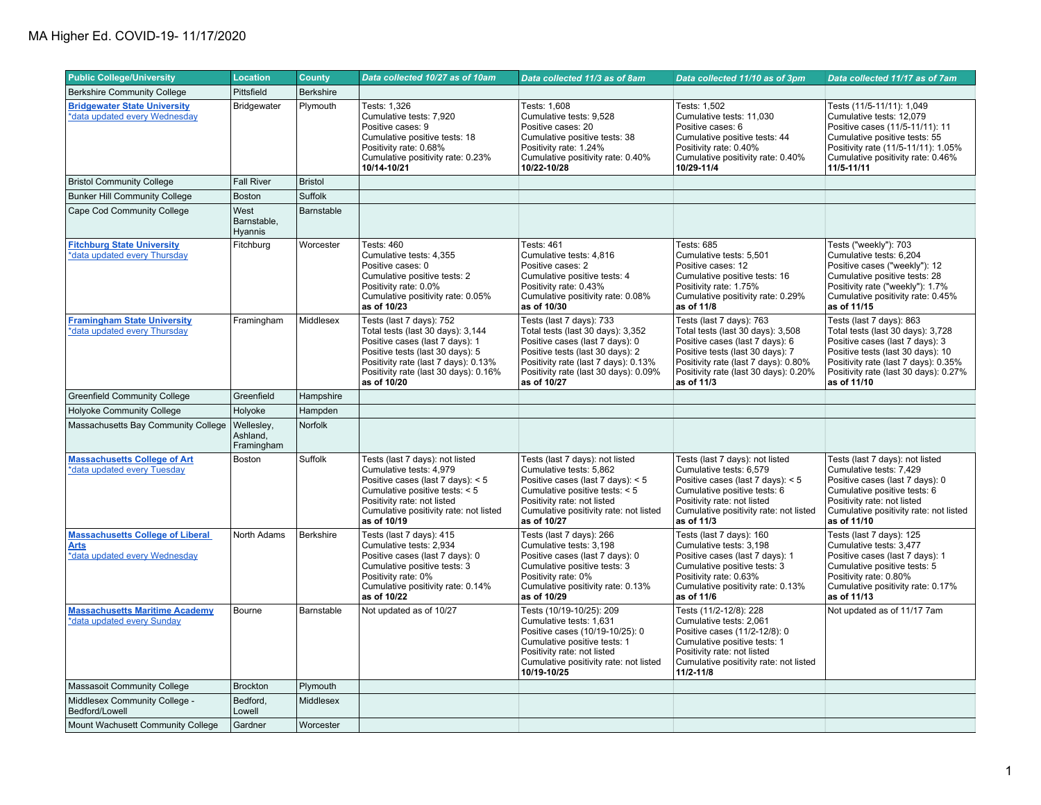# MA Higher Ed. COVID-19- 11/17/2020

| Public College/University | Location | County | *Data collected 10/27 as of 10am* | *Data collected 11/3 as of 8am* | *Data collected 11/10 as of 3pm* | *Data collected 11/17 as of 7am* |
|---|---|---|---|---|---|---|
| Berkshire Community College | Pittsfield | Berkshire | | | | |
| **Bridgewater State University**<br>*data updated every Wednesday | Bridgewater | Plymouth | Tests: 1,326<br>Cumulative tests: 7,920<br>Positive cases: 9<br>Cumulative positive tests: 18<br>Positivity rate: 0.68%<br>Cumulative positivity rate: 0.23%<br>**10/14-10/21** | Tests: 1,608<br>Cumulative tests: 9,528<br>Positive cases: 20<br>Cumulative positive tests: 38<br>Positivity rate: 1.24%<br>Cumulative positivity rate: 0.40%<br>**10/22-10/28** | Tests: 1,502<br>Cumulative tests: 11,030<br>Positive cases: 6<br>Cumulative positive tests: 44<br>Positivity rate: 0.40%<br>Cumulative positivity rate: 0.40%<br>**10/29-11/4** | Tests (11/5-11/11): 1,049<br>Cumulative tests: 12,079<br>Positive cases (11/5-11/11): 11<br>Cumulative positive tests: 55<br>Positivity rate (11/5-11/11): 1.05%<br>Cumulative positivity rate: 0.46%<br>**11/5-11/11** |
| Bristol Community College | Fall River | Bristol | | | | |
| Bunker Hill Community College | Boston | Suffolk | | | | |
| Cape Cod Community College | West Barnstable, Hyannis | Barnstable | | | | |
| **Fitchburg State University**<br>*data updated every Thursday | Fitchburg | Worcester | Tests: 460<br>Cumulative tests: 4,355<br>Positive cases: 0<br>Cumulative positive tests: 2<br>Positivity rate: 0.0%<br>Cumulative positivity rate: 0.05%<br>**as of 10/23** | Tests: 461<br>Cumulative tests: 4,816<br>Positive cases: 2<br>Cumulative positive tests: 4<br>Positivity rate: 0.43%<br>Cumulative positivity rate: 0.08%<br>**as of 10/30** | Tests: 685<br>Cumulative tests: 5,501<br>Positive cases: 12<br>Cumulative positive tests: 16<br>Positivity rate: 1.75%<br>Cumulative positivity rate: 0.29%<br>**as of 11/8** | Tests ("weekly"): 703<br>Cumulative tests: 6,204<br>Positive cases ("weekly"): 12<br>Cumulative positive tests: 28<br>Positivity rate ("weekly"): 1.7%<br>Cumulative positivity rate: 0.45%<br>**as of 11/15** |
| **Framingham State University**<br>*data updated every Thursday | Framingham | Middlesex | Tests (last 7 days): 752<br>Total tests (last 30 days): 3,144<br>Positive cases (last 7 days): 1<br>Positive tests (last 30 days): 5<br>Positivity rate (last 7 days): 0.13%<br>Positivity rate (last 30 days): 0.16%<br>**as of 10/20** | Tests (last 7 days): 733<br>Total tests (last 30 days): 3,352<br>Positive cases (last 7 days): 0<br>Positive tests (last 30 days): 2<br>Positivity rate (last 7 days): 0.13%<br>Positivity rate (last 30 days): 0.09%<br>**as of 10/27** | Tests (last 7 days): 763<br>Total tests (last 30 days): 3,508<br>Positive cases (last 7 days): 6<br>Positive tests (last 30 days): 7<br>Positivity rate (last 7 days): 0.80%<br>Positivity rate (last 30 days): 0.20%<br>**as of 11/3** | Tests (last 7 days): 863<br>Total tests (last 30 days): 3,728<br>Positive cases (last 7 days): 3<br>Positive tests (last 30 days): 10<br>Positivity rate (last 7 days): 0.35%<br>Positivity rate (last 30 days): 0.27%<br>**as of 11/10** |
| Greenfield Community College | Greenfield | Hampshire | | | | |
| Holyoke Community College | Holyoke | Hampden | | | | |
| Massachusetts Bay Community College | Wellesley, Ashland, Framingham | Norfolk | | | | |
| **Massachusetts College of Art**<br>*data updated every Tuesday | Boston | Suffolk | Tests (last 7 days): not listed<br>Cumulative tests: 4,979<br>Positive cases (last 7 days): < 5<br>Cumulative positive tests: < 5<br>Positivity rate: not listed<br>Cumulative positivity rate: not listed<br>**as of 10/19** | Tests (last 7 days): not listed<br>Cumulative tests: 5,862<br>Positive cases (last 7 days): < 5<br>Cumulative positive tests: < 5<br>Positivity rate: not listed<br>Cumulative positivity rate: not listed<br>**as of 10/27** | Tests (last 7 days): not listed<br>Cumulative tests: 6,579<br>Positive cases (last 7 days): < 5<br>Cumulative positive tests: 6<br>Positivity rate: not listed<br>Cumulative positivity rate: not listed<br>**as of 11/3** | Tests (last 7 days): not listed<br>Cumulative tests: 7,429<br>Positive cases (last 7 days): 0<br>Cumulative positive tests: 6<br>Positivity rate: not listed<br>Cumulative positivity rate: not listed<br>**as of 11/10** |
| **Massachusetts College of Liberal Arts**<br>*data updated every Wednesday | North Adams | Berkshire | Tests (last 7 days): 415<br>Cumulative tests: 2,934<br>Positive cases (last 7 days): 0<br>Cumulative positive tests: 3<br>Positivity rate: 0%<br>Cumulative positivity rate: 0.14%<br>**as of 10/22** | Tests (last 7 days): 266<br>Cumulative tests: 3,198<br>Positive cases (last 7 days): 0<br>Cumulative positive tests: 3<br>Positivity rate: 0%<br>Cumulative positivity rate: 0.13%<br>**as of 10/29** | Tests (last 7 days): 160<br>Cumulative tests: 3,198<br>Positive cases (last 7 days): 1<br>Cumulative positive tests: 3<br>Positivity rate: 0.63%<br>Cumulative positivity rate: 0.13%<br>**as of 11/6** | Tests (last 7 days): 125<br>Cumulative tests: 3,477<br>Positive cases (last 7 days): 1<br>Cumulative positive tests: 5<br>Positivity rate: 0.80%<br>Cumulative positivity rate: 0.17%<br>**as of 11/13** |
| **Massachusetts Maritime Academy**<br>*data updated every Sunday | Bourne | Barnstable | Not updated as of 10/27 | Tests (10/19-10/25): 209<br>Cumulative tests: 1,631<br>Positive cases (10/19-10/25): 0<br>Cumulative positive tests: 1<br>Positivity rate: not listed<br>Cumulative positivity rate: not listed<br>**10/19-10/25** | Tests (11/2-12/8): 228<br>Cumulative tests: 2,061<br>Positive cases (11/2-12/8): 0<br>Cumulative positive tests: 1<br>Positivity rate: not listed<br>Cumulative positivity rate: not listed<br>**11/2-11/8** | Not updated as of 11/17 7am |
| Massasoit Community College | Brockton | Plymouth | | | | |
| Middlesex Community College - Bedford/Lowell | Bedford, Lowell | Middlesex | | | | |
| Mount Wachusett Community College | Gardner | Worcester | | | | |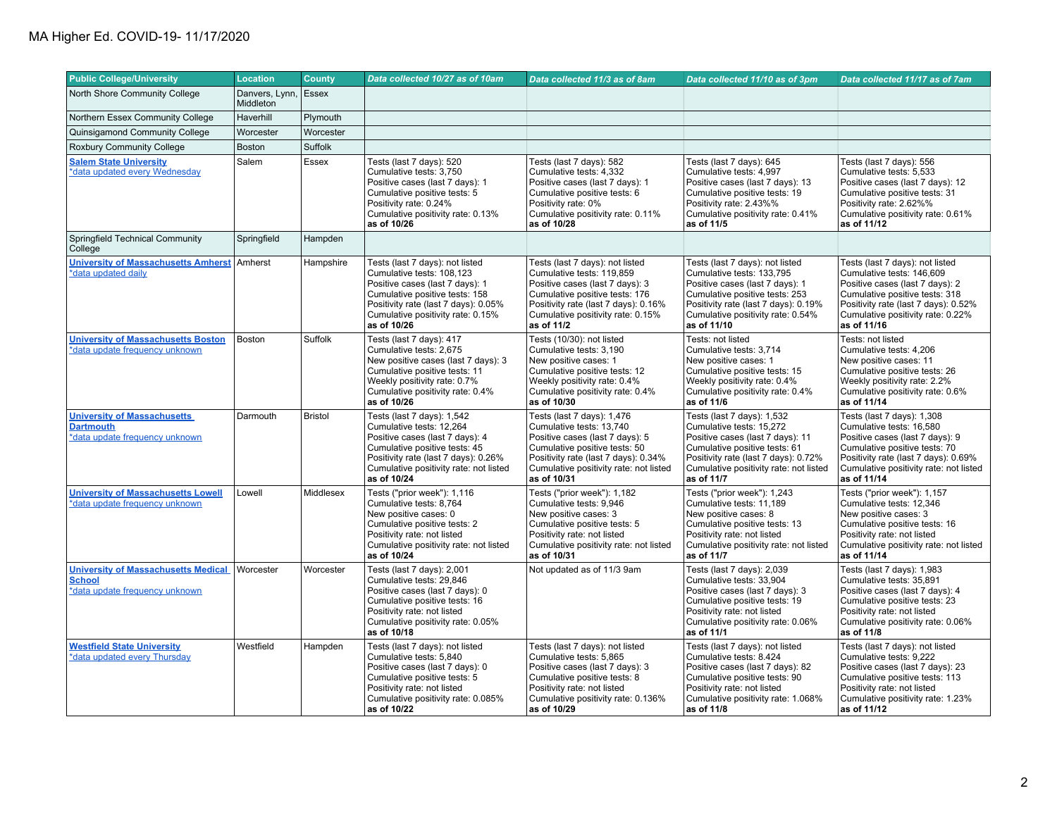MA Higher Ed. COVID-19- 11/17/2020

| Public College/University | Location | County | Data collected 10/27 as of 10am | Data collected 11/3 as of 8am | Data collected 11/10 as of 3pm | Data collected 11/17 as of 7am |
|---|---|---|---|---|---|---|
| North Shore Community College | Danvers, Lynn, Middleton | Essex | | | | |
| Northern Essex Community College | Haverhill | Plymouth | | | | |
| Quinsigamond Community College | Worcester | Worcester | | | | |
| Roxbury Community College | Boston | Suffolk | | | | |
| Salem State University<br>*data updated every Wednesday | Salem | Essex | Tests (last 7 days): 520<br>Cumulative tests: 3,750<br>Positive cases (last 7 days): 1<br>Cumulative positive tests: 5<br>Positivity rate: 0.24%<br>Cumulative positivity rate: 0.13%<br>**as of 10/26** | Tests (last 7 days): 582<br>Cumulative tests: 4,332<br>Positive cases (last 7 days): 1<br>Cumulative positive tests: 6<br>Positivity rate: 0%<br>Cumulative positivity rate: 0.11%<br>**as of 10/28** | Tests (last 7 days): 645<br>Cumulative tests: 4,997<br>Positive cases (last 7 days): 13<br>Cumulative positive tests: 19<br>Positivity rate: 2.43%%<br>Cumulative positivity rate: 0.41%<br>**as of 11/5** | Tests (last 7 days): 556<br>Cumulative tests: 5,533<br>Positive cases (last 7 days): 12<br>Cumulative positive tests: 31<br>Positivity rate: 2.62%%<br>Cumulative positivity rate: 0.61%<br>**as of 11/12** |
| Springfield Technical Community College | Springfield | Hampden | | | | |
| University of Massachusetts Amherst<br>*data updated daily | Amherst | Hampshire | Tests (last 7 days): not listed<br>Cumulative tests: 108,123<br>Positive cases (last 7 days): 1<br>Cumulative positive tests: 158<br>Positivity rate (last 7 days): 0.05%<br>Cumulative positivity rate: 0.15%<br>**as of 10/26** | Tests (last 7 days): not listed<br>Cumulative tests: 119,859<br>Positive cases (last 7 days): 3<br>Cumulative positive tests: 176<br>Positivity rate (last 7 days): 0.16%<br>Cumulative positivity rate: 0.15%<br>**as of 11/2** | Tests (last 7 days): not listed<br>Cumulative tests: 133,795<br>Positive cases (last 7 days): 1<br>Cumulative positive tests: 253<br>Positivity rate (last 7 days): 0.19%<br>Cumulative positivity rate: 0.54%<br>**as of 11/10** | Tests (last 7 days): not listed<br>Cumulative tests: 146,609<br>Positive cases (last 7 days): 2<br>Cumulative positive tests: 318<br>Positivity rate (last 7 days): 0.52%<br>Cumulative positivity rate: 0.22%<br>**as of 11/16** |
| University of Massachusetts Boston<br>*data update frequency unknown | Boston | Suffolk | Tests (last 7 days): 417<br>Cumulative tests: 2,675<br>New positive cases (last 7 days): 3<br>Cumulative positive tests: 11<br>Weekly positivity rate: 0.7%<br>Cumulative positivity rate: 0.4%<br>**as of 10/26** | Tests (10/30): not listed<br>Cumulative tests: 3,190<br>New positive cases: 1<br>Cumulative positive tests: 12<br>Weekly positivity rate: 0.4%<br>Cumulative positivity rate: 0.4%<br>**as of 10/30** | Tests: not listed<br>Cumulative tests: 3,714<br>New positive cases: 1<br>Cumulative positive tests: 15<br>Weekly positivity rate: 0.4%<br>Cumulative positivity rate: 0.4%<br>**as of 11/6** | Tests: not listed<br>Cumulative tests: 4,206<br>New positive cases: 11<br>Cumulative positive tests: 26<br>Weekly positivity rate: 2.2%<br>Cumulative positivity rate: 0.6%<br>**as of 11/14** |
| University of Massachusetts Dartmouth<br>*data update frequency unknown | Darmouth | Bristol | Tests (last 7 days): 1,542<br>Cumulative tests: 12,264<br>Positive cases (last 7 days): 4<br>Cumulative positive tests: 45<br>Positivity rate (last 7 days): 0.26%<br>Cumulative positivity rate: not listed<br>**as of 10/24** | Tests (last 7 days): 1,476<br>Cumulative tests: 13,740<br>Positive cases (last 7 days): 5<br>Cumulative positive tests: 50<br>Positivity rate (last 7 days): 0.34%<br>Cumulative positivity rate: not listed<br>**as of 10/31** | Tests (last 7 days): 1,532<br>Cumulative tests: 15,272<br>Positive cases (last 7 days): 11<br>Cumulative positive tests: 61<br>Positivity rate (last 7 days): 0.72%<br>Cumulative positivity rate: not listed<br>**as of 11/7** | Tests (last 7 days): 1,308<br>Cumulative tests: 16,580<br>Positive cases (last 7 days): 9<br>Cumulative positive tests: 70<br>Positivity rate (last 7 days): 0.69%<br>Cumulative positivity rate: not listed<br>**as of 11/14** |
| University of Massachusetts Lowell<br>*data update frequency unknown | Lowell | Middlesex | Tests ("prior week"): 1,116<br>Cumulative tests: 8,764<br>New positive cases: 0<br>Cumulative positive tests: 2<br>Positivity rate: not listed<br>Cumulative positivity rate: not listed<br>**as of 10/24** | Tests ("prior week"): 1,182<br>Cumulative tests: 9,946<br>New positive cases: 3<br>Cumulative positive tests: 5<br>Positivity rate: not listed<br>Cumulative positivity rate: not listed<br>**as of 10/31** | Tests ("prior week"): 1,243<br>Cumulative tests: 11,189<br>New positive cases: 8<br>Cumulative positive tests: 13<br>Positivity rate: not listed<br>Cumulative positivity rate: not listed<br>**as of 11/7** | Tests ("prior week"): 1,157<br>Cumulative tests: 12,346<br>New positive cases: 3<br>Cumulative positive tests: 16<br>Positivity rate: not listed<br>Cumulative positivity rate: not listed<br>**as of 11/14** |
| University of Massachusetts Medical School<br>*data update frequency unknown | Worcester | Worcester | Tests (last 7 days): 2,001<br>Cumulative tests: 29,846<br>Positive cases (last 7 days): 0<br>Cumulative positive tests: 16<br>Positivity rate: not listed<br>Cumulative positivity rate: 0.05%<br>**as of 10/18** | Not updated as of 11/3 9am | Tests (last 7 days): 2,039<br>Cumulative tests: 33,904<br>Positive cases (last 7 days): 3<br>Cumulative positive tests: 19<br>Positivity rate: not listed<br>Cumulative positivity rate: 0.06%<br>**as of 11/1** | Tests (last 7 days): 1,983<br>Cumulative tests: 35,891<br>Positive cases (last 7 days): 4<br>Cumulative positive tests: 23<br>Positivity rate: not listed<br>Cumulative positivity rate: 0.06%<br>**as of 11/8** |
| Westfield State University<br>*data updated every Thursday | Westfield | Hampden | Tests (last 7 days): not listed<br>Cumulative tests: 5,840<br>Positive cases (last 7 days): 0<br>Cumulative positive tests: 5<br>Positivity rate: not listed<br>Cumulative positivity rate: 0.085%<br>**as of 10/22** | Tests (last 7 days): not listed<br>Cumulative tests: 5,865<br>Positive cases (last 7 days): 3<br>Cumulative positive tests: 8<br>Positivity rate: not listed<br>Cumulative positivity rate: 0.136%<br>**as of 10/29** | Tests (last 7 days): not listed<br>Cumulative tests: 8.424<br>Positive cases (last 7 days): 82<br>Cumulative positive tests: 90<br>Positivity rate: not listed<br>Cumulative positivity rate: 1.068%<br>**as of 11/8** | Tests (last 7 days): not listed<br>Cumulative tests: 9,222<br>Positive cases (last 7 days): 23<br>Cumulative positive tests: 113<br>Positivity rate: not listed<br>Cumulative positivity rate: 1.23%<br>**as of 11/12** |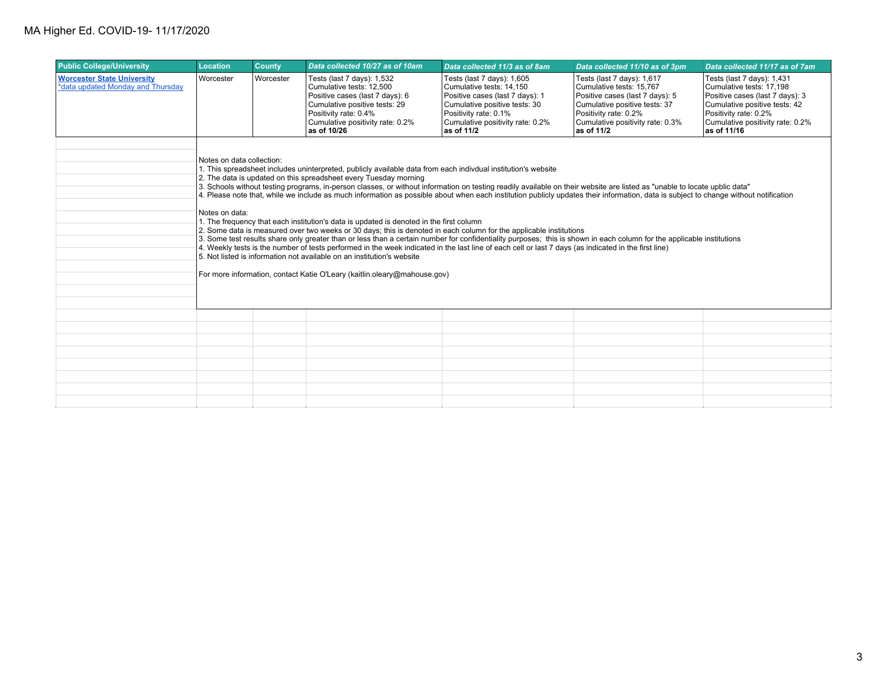MA Higher Ed. COVID-19- 11/17/2020

| Public College/University | Location | County | *Data collected 10/27 as of 10am* | *Data collected 11/3 as of 8am* | *Data collected 11/10 as of 3pm* | *Data collected 11/17 as of 7am* |
|---|---|---|---|---|---|---|
| **Worcester State University** *data updated Monday and Thursday | Worcester | Worcester | Tests (last 7 days): 1,532<br>Cumulative tests: 12,500<br>Positive cases (last 7 days): 6<br>Cumulative positive tests: 29<br>Positivity rate: 0.4%<br>Cumulative positivity rate: 0.2%<br>**as of 10/26** | Tests (last 7 days): 1,605<br>Cumulative tests: 14,150<br>Positive cases (last 7 days): 1<br>Cumulative positive tests: 30<br>Positivity rate: 0.1%<br>Cumulative positivity rate: 0.2%<br>**as of 11/2** | Tests (last 7 days): 1,617<br>Cumulative tests: 15,767<br>Positive cases (last 7 days): 5<br>Cumulative positive tests: 37<br>Positivity rate: 0.2%<br>Cumulative positivity rate: 0.3%<br>**as of 11/2** | Tests (last 7 days): 1,431<br>Cumulative tests: 17,198<br>Positive cases (last 7 days): 3<br>Cumulative positive tests: 42<br>Positivity rate: 0.2%<br>Cumulative positivity rate: 0.2%<br>**as of 11/16** |

Notes on data collection:
1. This spreadsheet includes uninterpreted, publicly available data from each indivdual institution's website
2. The data is updated on this spreadsheet every Tuesday morning
3. Schools without testing programs, in-person classes, or without information on testing readily available on their website are listed as "unable to locate upblic data"
4. Please note that, while we include as much information as possible about when each institution publicly updates their information, data is subject to change without notification

Notes on data:
1. The frequency that each institution's data is updated is denoted in the first column
2. Some data is measured over two weeks or 30 days; this is denoted in each column for the applicable institutions
3. Some test results share only greater than or less than a certain number for confidentiality purposes; this is shown in each column for the applicable institutions
4. Weekly tests is the number of tests performed in the week indicated in the last line of each cell or last 7 days (as indicated in the first line)
5. Not listed is information not available on an institution's website

For more information, contact Katie O'Leary (kaitlin.oleary@mahouse.gov)